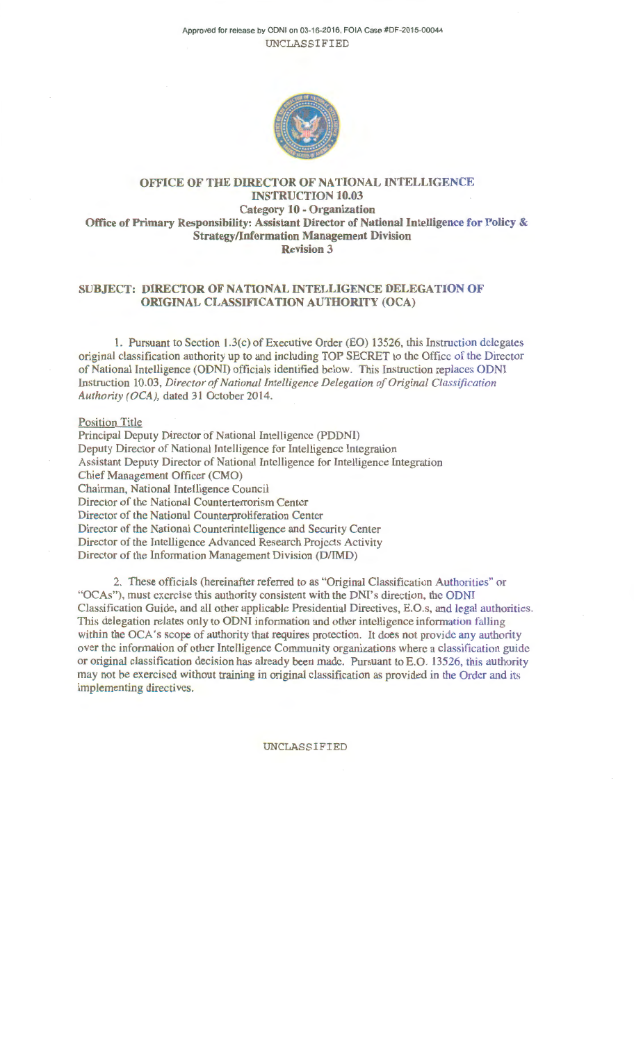Approved for release by ODNI on 03-16-2016, FOIA Case #DF-2015-00044

UNCLASSIFIED

# OFFICE OF THE DIRECTOR OF NATIONAL INTELLIGENCE
## INSTRUCTION 10.03
**Category 10 - Organization**

**Office of Primary Responsibility: Assistant Director of National Intelligence for Policy & Strategy/Information Management Division**

**Revision 3**

**SUBJECT: DIRECTOR OF NATIONAL INTELLIGENCE DELEGATION OF ORIGINAL CLASSIFICATION AUTHORITY (OCA)**

1. Pursuant to Section 1.3(c) of Executive Order (EO) 13526, this Instruction delegates original classification authority up to and including TOP SECRET to the Office of the Director of National Intelligence (ODNI) officials identified below. This Instruction replaces ODNI Instruction 10.03, *Director of National Intelligence Delegation of Original Classification Authority (OCA),* dated 31 October 2014.

Position Title

Principal Deputy Director of National Intelligence (PDDNI)
Deputy Director of National Intelligence for Intelligence Integration
Assistant Deputy Director of National Intelligence for Intelligence Integration
Chief Management Officer (CMO)
Chairman, National Intelligence Council
Director of the National Counterterrorism Center
Director of the National Counterproliferation Center
Director of the National Counterintelligence and Security Center
Director of the Intelligence Advanced Research Projects Activity
Director of the Information Management Division (D/IMD)

2. These officials (hereinafter referred to as "Original Classification Authorities" or "OCAs"), must exercise this authority consistent with the DNI's direction, the ODNI Classification Guide, and all other applicable Presidential Directives, E.O.s, and legal authorities. This delegation relates only to ODNI information and other intelligence information falling within the OCA's scope of authority that requires protection. It does not provide any authority over the information of other Intelligence Community organizations where a classification guide or original classification decision has already been made. Pursuant to E.O. 13526, this authority may not be exercised without training in original classification as provided in the Order and its implementing directives.

UNCLASSIFIED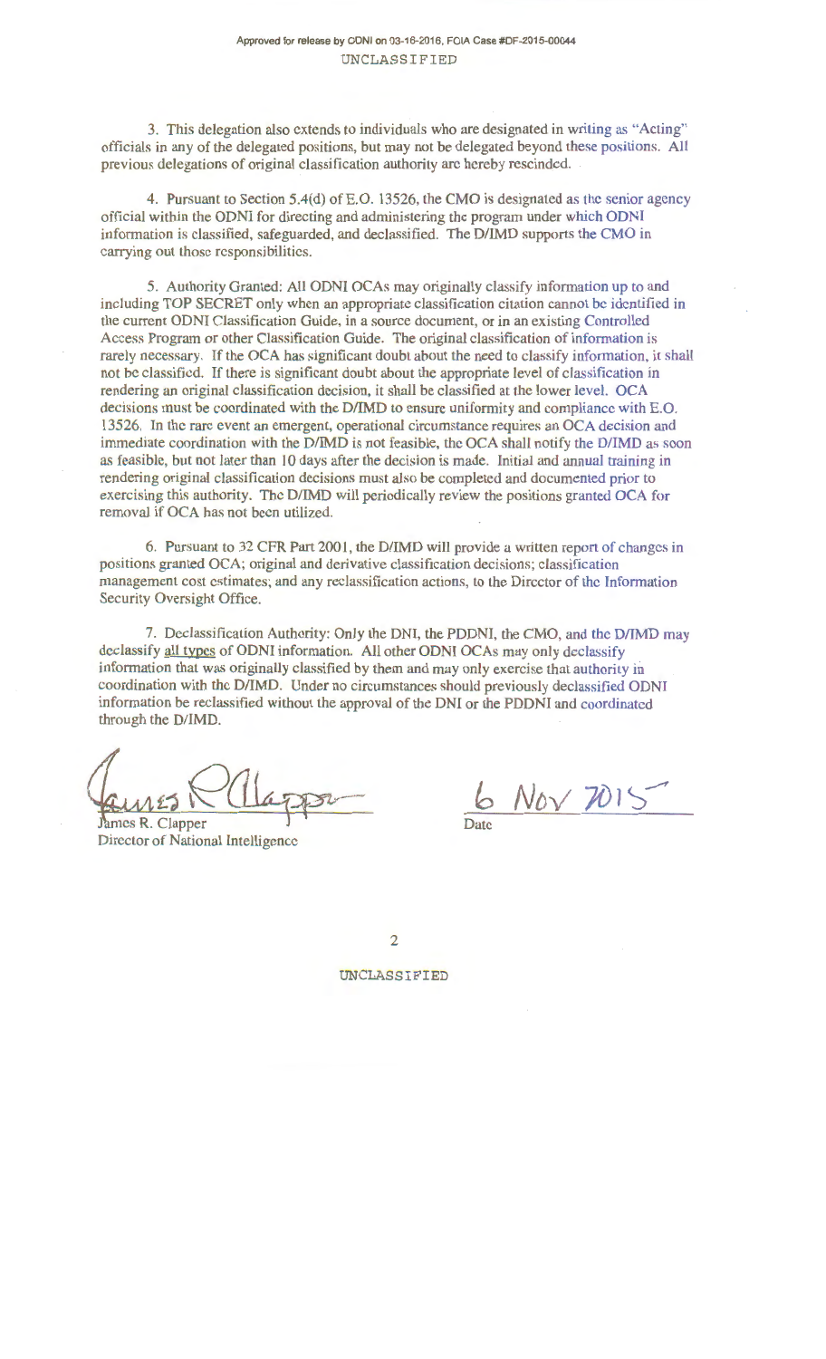3. This delegation also extends to individuals who are designated in writing as "Acting" officials in any of the delegated positions, but may not be delegated beyond these positions. All previous delegations of original classification authority are hereby rescinded.

4. Pursuant to Section 5.4(d) of E.O. 13526, the CMO is designated as the senior agency official within the ODNI for directing and administering the program under which ODNI information is classified, safeguarded, and declassified. The D/IMD supports the CMO in carrying out those responsibilities.

5. Authority Granted: All ODNI OCAs may originally classify information up to and including TOP SECRET only when an appropriate classification citation cannot be identified in the current ODNI Classification Guide, in a source document, or in an existing Controlled Access Program or other Classification Guide. The original classification of information is rarely necessary. If the OCA has significant doubt about the need to classify information, it shall not be classified. If there is significant doubt about the appropriate level of classification in rendering an original classification decision, it shall be classified at the lower level. OCA decisions must be coordinated with the D/IMD to ensure uniformity and compliance with E.O. 13526. In the rare event an emergent, operational circumstance requires an OCA decision and immediate coordination with the D/IMD is not feasible, the OCA shall notify the D/IMD as soon as feasible, but not later than 10 days after the decision is made. Initial and annual training in rendering original classification decisions must also be completed and documented prior to exercising this authority. The D/IMD will periodically review the positions granted OCA for removal if OCA has not been utilized.

6. Pursuant to 32 CFR Part 2001, the D/IMD will provide a written report of changes in positions granted OCA; original and derivative classification decisions; classification management cost estimates; and any reclassification actions, to the Director of the Information Security Oversight Office.

7. Declassification Authority: Only the DNI, the PDDNI, the CMO, and the D/IMD may declassify all types of ODNI information. All other ODNI OCAs may only declassify information that was originally classified by them and may only exercise that authority in coordination with the D/IMD. Under no circumstances should previously declassified ODNI information be reclassified without the approval of the DNI or the PDDNI and coordinated through the D/IMD.

James R. Clapper
Director of National Intelligence

6 Nov 2015
Date